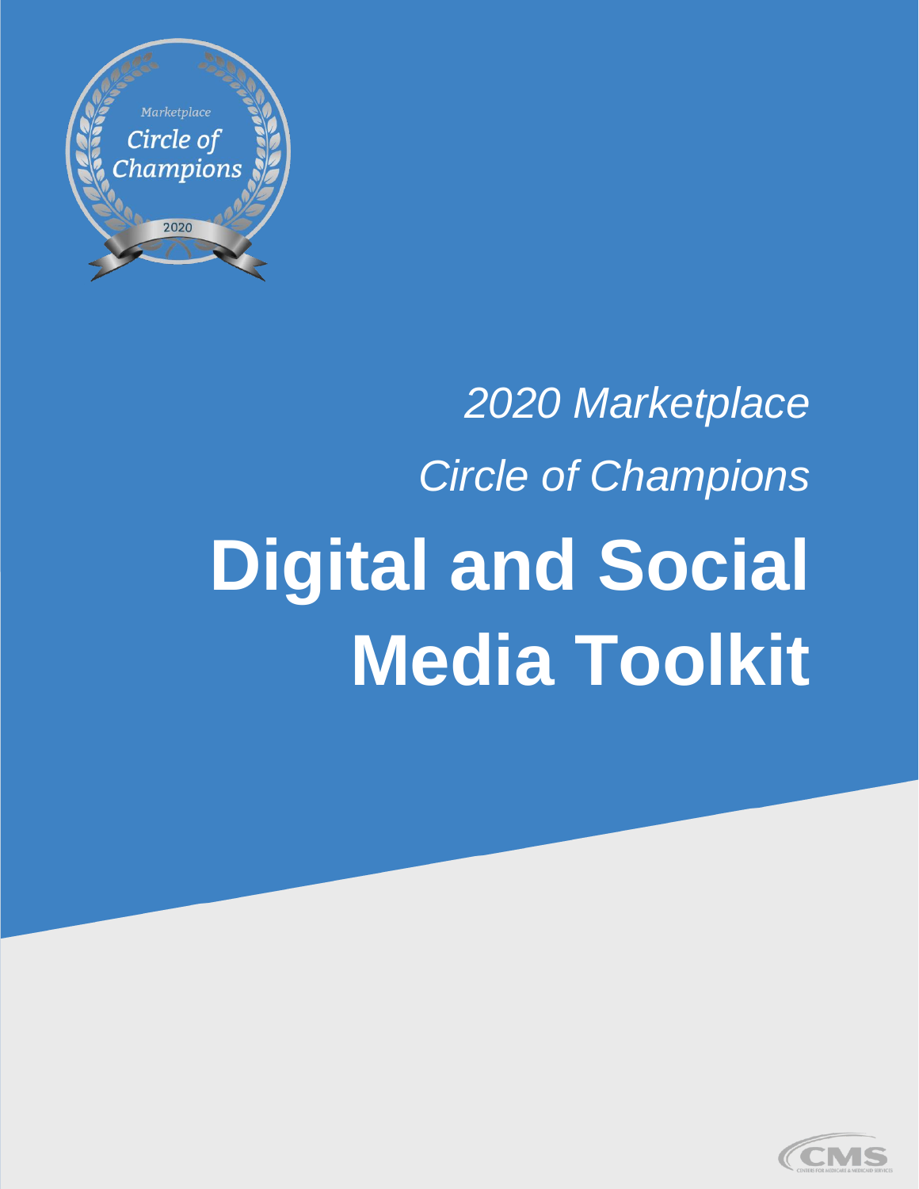*2020 Marketplace*

*Circle of Champions*

# Digital and Social Media Toolkit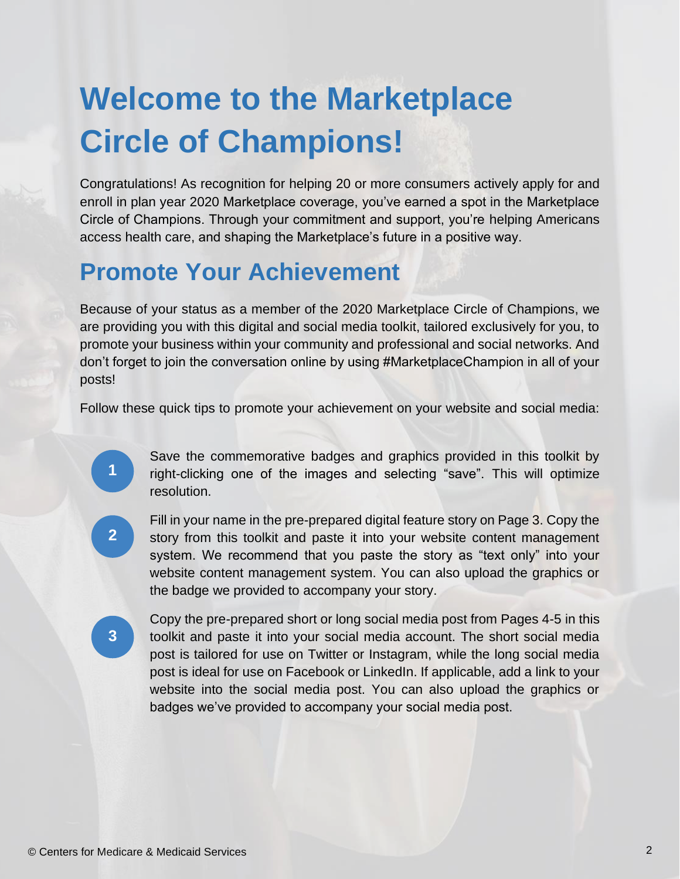# Welcome to the Marketplace Circle of Champions!

Congratulations! As recognition for helping 20 or more consumers actively apply for and enroll in plan year 2020 Marketplace coverage, you've earned a spot in the Marketplace Circle of Champions. Through your commitment and support, you're helping Americans access health care, and shaping the Marketplace's future in a positive way.

## Promote Your Achievement

Because of your status as a member of the 2020 Marketplace Circle of Champions, we are providing you with this digital and social media toolkit, tailored exclusively for you, to promote your business within your community and professional and social networks. And don't forget to join the conversation online by using #MarketplaceChampion in all of your posts!

Follow these quick tips to promote your achievement on your website and social media:

1. Save the commemorative badges and graphics provided in this toolkit by right-clicking one of the images and selecting "save". This will optimize resolution.

2. Fill in your name in the pre-prepared digital feature story on Page 3. Copy the story from this toolkit and paste it into your website content management system. We recommend that you paste the story as "text only" into your website content management system. You can also upload the graphics or the badge we provided to accompany your story.

3. Copy the pre-prepared short or long social media post from Pages 4-5 in this toolkit and paste it into your social media account. The short social media post is tailored for use on Twitter or Instagram, while the long social media post is ideal for use on Facebook or LinkedIn. If applicable, add a link to your website into the social media post. You can also upload the graphics or badges we've provided to accompany your social media post.

© Centers for Medicare & Medicaid Services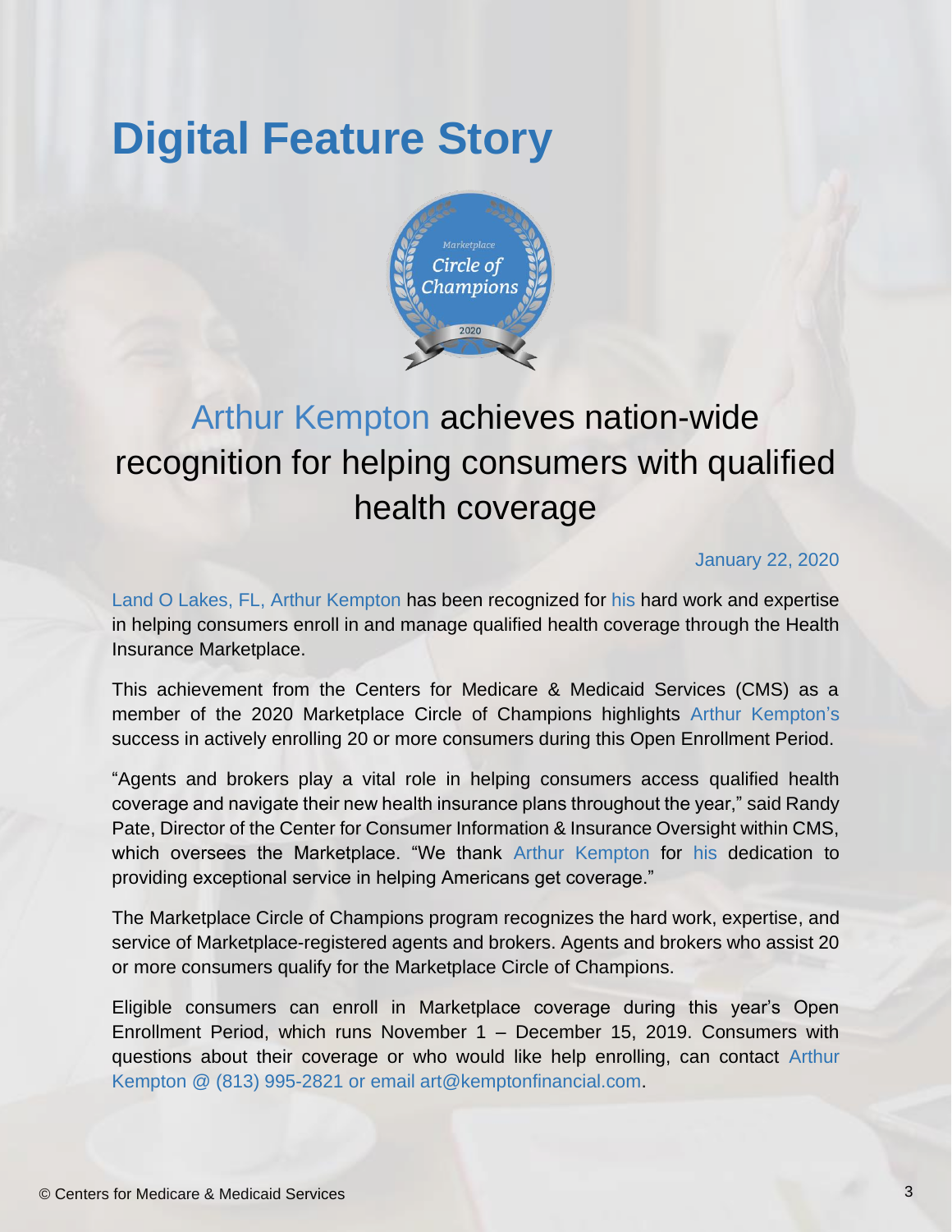# Digital Feature Story

## Arthur Kempton achieves nation-wide recognition for helping consumers with qualified health coverage

January 22, 2020

Land O Lakes, FL, Arthur Kempton has been recognized for his hard work and expertise in helping consumers enroll in and manage qualified health coverage through the Health Insurance Marketplace.

This achievement from the Centers for Medicare & Medicaid Services (CMS) as a member of the 2020 Marketplace Circle of Champions highlights Arthur Kempton's success in actively enrolling 20 or more consumers during this Open Enrollment Period.

"Agents and brokers play a vital role in helping consumers access qualified health coverage and navigate their new health insurance plans throughout the year," said Randy Pate, Director of the Center for Consumer Information & Insurance Oversight within CMS, which oversees the Marketplace. "We thank Arthur Kempton for his dedication to providing exceptional service in helping Americans get coverage."

The Marketplace Circle of Champions program recognizes the hard work, expertise, and service of Marketplace-registered agents and brokers. Agents and brokers who assist 20 or more consumers qualify for the Marketplace Circle of Champions.

Eligible consumers can enroll in Marketplace coverage during this year's Open Enrollment Period, which runs November 1 – December 15, 2019. Consumers with questions about their coverage or who would like help enrolling, can contact Arthur Kempton @ (813) 995-2821 or email art@kemptonfinancial.com.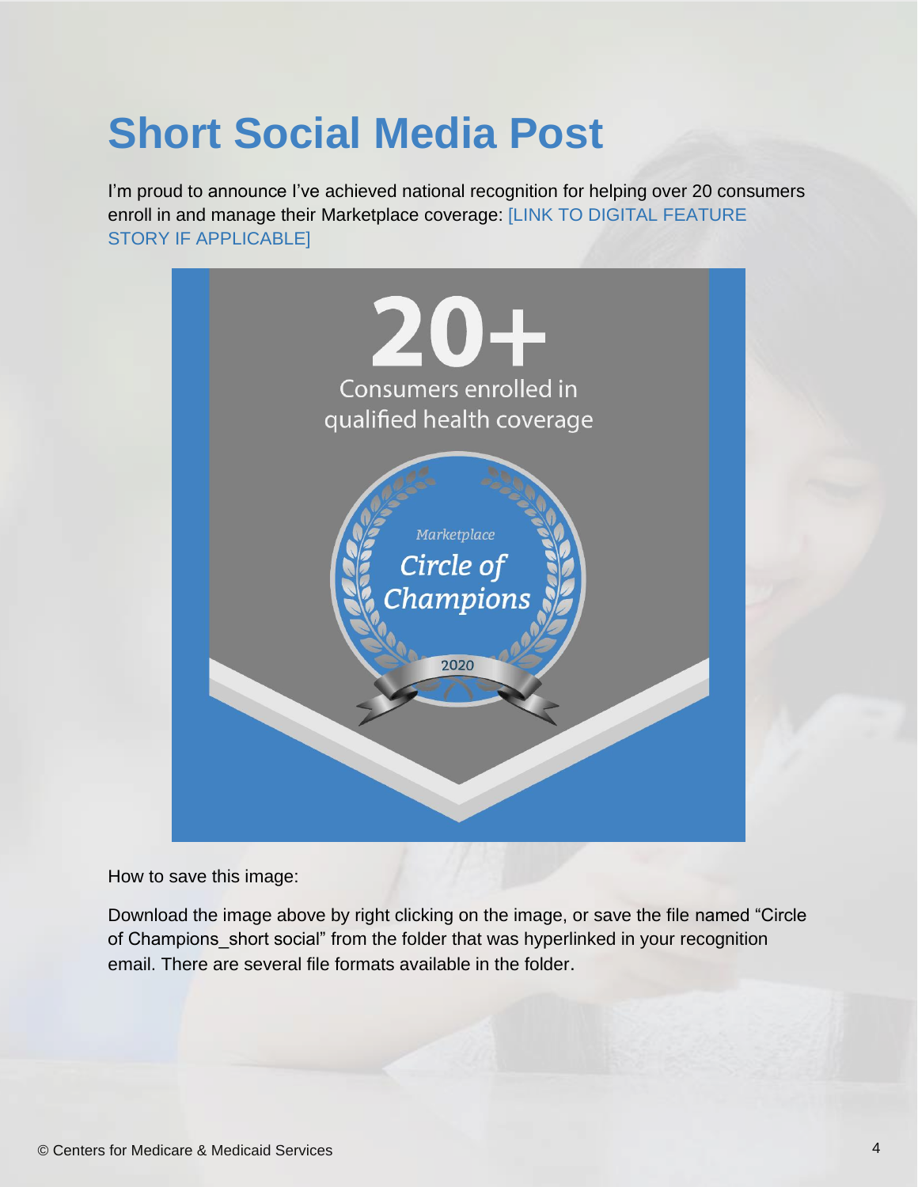# Short Social Media Post

I'm proud to announce I've achieved national recognition for helping over 20 consumers enroll in and manage their Marketplace coverage: [LINK TO DIGITAL FEATURE STORY IF APPLICABLE]

20+
Consumers enrolled in qualified health coverage

Marketplace
Circle of Champions
2020

How to save this image:

Download the image above by right clicking on the image, or save the file named "Circle of Champions_short social" from the folder that was hyperlinked in your recognition email. There are several file formats available in the folder.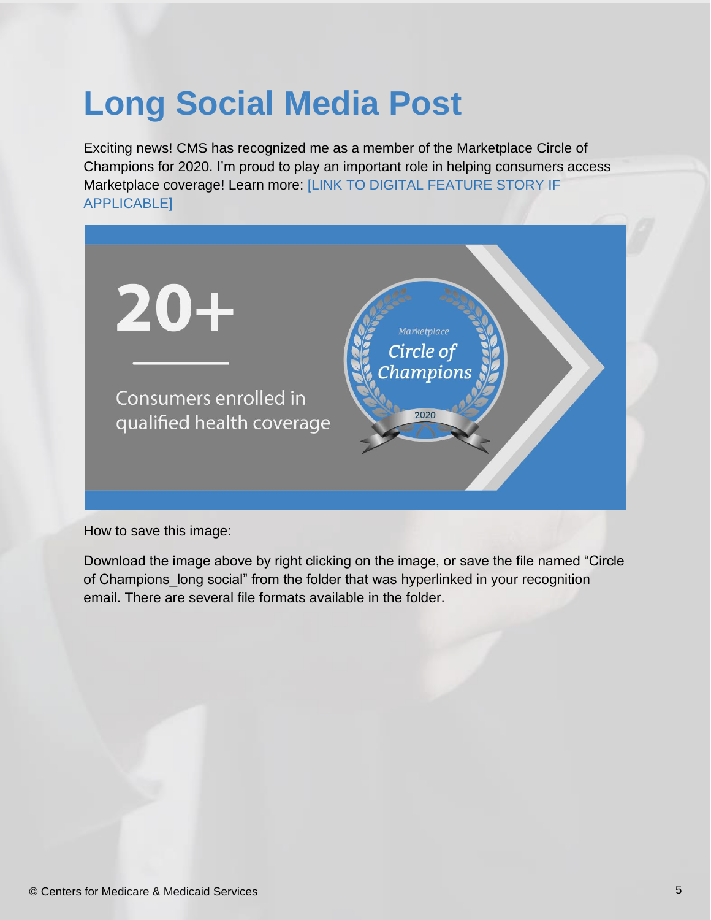# Long Social Media Post

Exciting news! CMS has recognized me as a member of the Marketplace Circle of Champions for 2020. I'm proud to play an important role in helping consumers access Marketplace coverage! Learn more: [LINK TO DIGITAL FEATURE STORY IF APPLICABLE]

20+

Consumers enrolled in qualified health coverage

Marketplace
Circle of Champions
2020

How to save this image:

Download the image above by right clicking on the image, or save the file named "Circle of Champions_long social" from the folder that was hyperlinked in your recognition email. There are several file formats available in the folder.

© Centers for Medicare & Medicaid Services